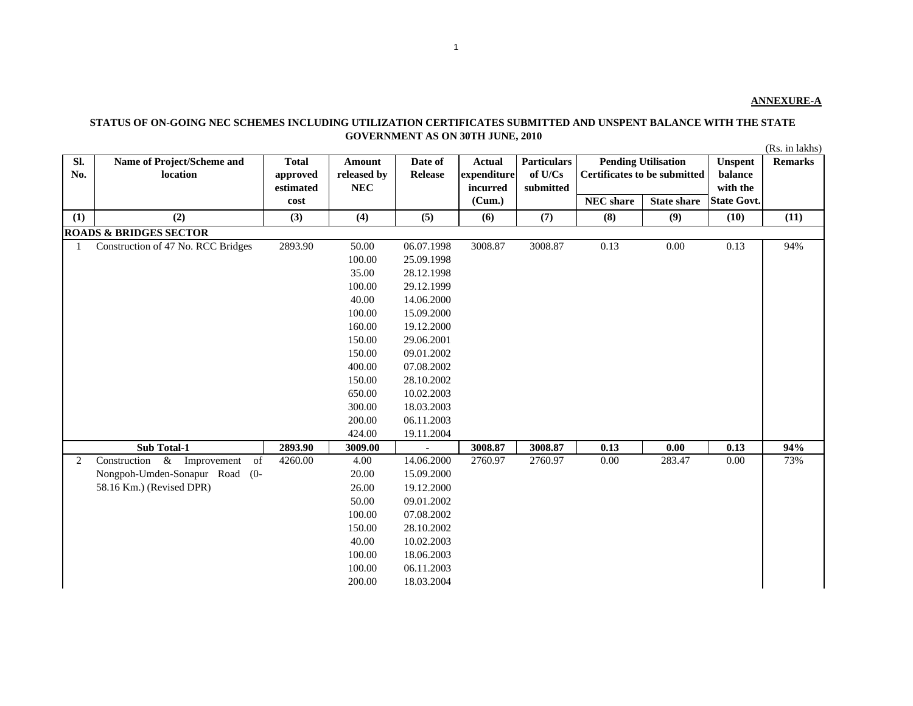**ANNEXURE-A**

**STATUS OF ON-GOING NEC SCHEMES INCLUDING UTILIZATION CERTIFICATES SUBMITTED AND UNSPENT BALANCE WITH THE STATE GOVERNMENT AS ON 30TH JUNE, 2010**

(Rs. in lakhs)

| Sl. No. | Name of Project/Scheme and location | Total approved estimated cost | Amount released by NEC | Date of Release | Actual expenditure incurred (Cum.) | Particulars of U/Cs submitted | Pending Utilisation Certificates to be submitted | | Unspent balance with the State Govt. | Remarks |
|---|---|---|---|---|---|---|---|---|---|---|
| | | | | | | | NEC share | State share | | |
| (1) | (2) | (3) | (4) | (5) | (6) | (7) | (8) | (9) | (10) | (11) |
| **ROADS & BRIDGES SECTOR** | | | | | | | | | | |
| 1 | Construction of 47 No. RCC Bridges | 2893.90 | 50.00 | 06.07.1998 | 3008.87 | 3008.87 | 0.13 | 0.00 | 0.13 | 94% |
| | | | 100.00 | 25.09.1998 | | | | | | |
| | | | 35.00 | 28.12.1998 | | | | | | |
| | | | 100.00 | 29.12.1999 | | | | | | |
| | | | 40.00 | 14.06.2000 | | | | | | |
| | | | 100.00 | 15.09.2000 | | | | | | |
| | | | 160.00 | 19.12.2000 | | | | | | |
| | | | 150.00 | 29.06.2001 | | | | | | |
| | | | 150.00 | 09.01.2002 | | | | | | |
| | | | 400.00 | 07.08.2002 | | | | | | |
| | | | 150.00 | 28.10.2002 | | | | | | |
| | | | 650.00 | 10.02.2003 | | | | | | |
| | | | 300.00 | 18.03.2003 | | | | | | |
| | | | 200.00 | 06.11.2003 | | | | | | |
| | | | 424.00 | 19.11.2004 | | | | | | |
| | **Sub Total-1** | **2893.90** | **3009.00** | **-** | **3008.87** | **3008.87** | **0.13** | **0.00** | **0.13** | **94%** |
| 2 | Construction & Improvement of Nongpoh-Umden-Sonapur Road (0-58.16 Km.) (Revised DPR) | 4260.00 | 4.00 | 14.06.2000 | 2760.97 | 2760.97 | 0.00 | 283.47 | 0.00 | 73% |
| | | | 20.00 | 15.09.2000 | | | | | | |
| | | | 26.00 | 19.12.2000 | | | | | | |
| | | | 50.00 | 09.01.2002 | | | | | | |
| | | | 100.00 | 07.08.2002 | | | | | | |
| | | | 150.00 | 28.10.2002 | | | | | | |
| | | | 40.00 | 10.02.2003 | | | | | | |
| | | | 100.00 | 18.06.2003 | | | | | | |
| | | | 100.00 | 06.11.2003 | | | | | | |
| | | | 200.00 | 18.03.2004 | | | | | | |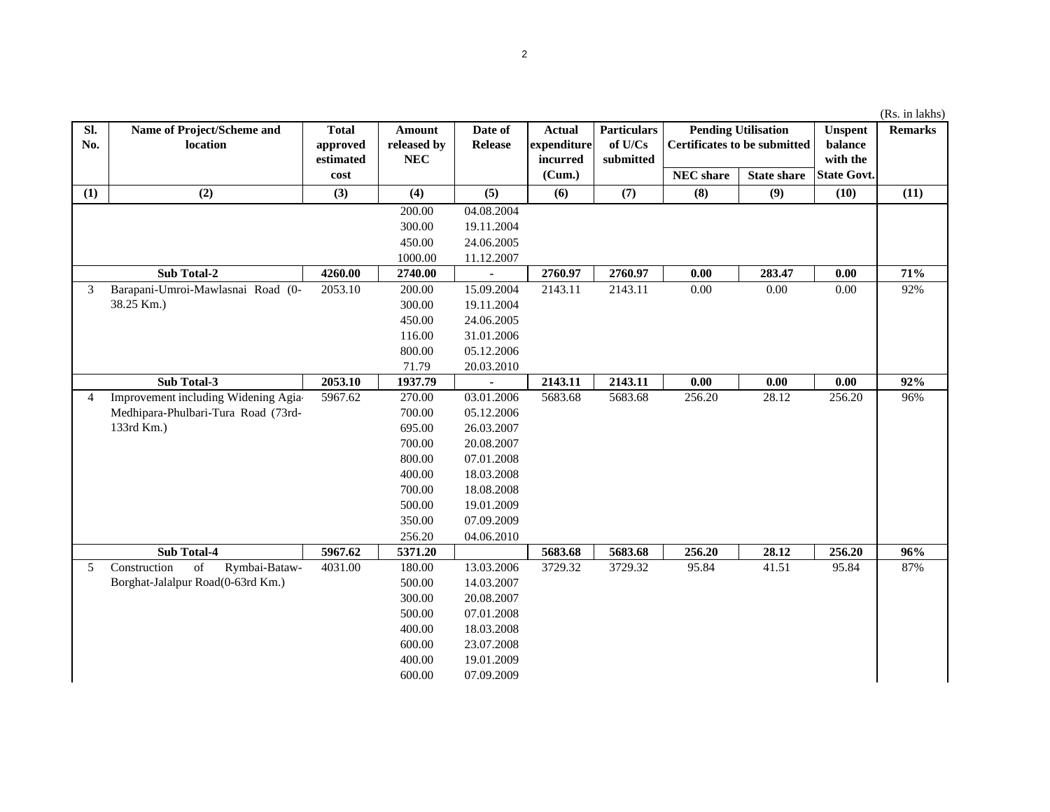(Rs. in lakhs)

| Sl. No. | Name of Project/Scheme and location | Total approved estimated cost | Amount released by NEC | Date of Release | Actual expenditure incurred (Cum.) | Particulars of U/Cs submitted | Pending Utilisation Certificates to be submitted | | Unspent balance with the State Govt. | Remarks |
|---|---|---|---|---|---|---|---|---|---|---|
| | | | | | | | NEC share | State share | | |
| (1) | (2) | (3) | (4) | (5) | (6) | (7) | (8) | (9) | (10) | (11) |
| | | | 200.00 | 04.08.2004 | | | | | | |
| | | | 300.00 | 19.11.2004 | | | | | | |
| | | | 450.00 | 24.06.2005 | | | | | | |
| | | | 1000.00 | 11.12.2007 | | | | | | |
| | **Sub Total-2** | **4260.00** | **2740.00** | **-** | **2760.97** | **2760.97** | **0.00** | **283.47** | **0.00** | **71%** |
| 3 | Barapani-Umroi-Mawlasnai Road (0-38.25 Km.) | 2053.10 | 200.00 | 15.09.2004 | 2143.11 | 2143.11 | 0.00 | 0.00 | 0.00 | 92% |
| | | | 300.00 | 19.11.2004 | | | | | | |
| | | | 450.00 | 24.06.2005 | | | | | | |
| | | | 116.00 | 31.01.2006 | | | | | | |
| | | | 800.00 | 05.12.2006 | | | | | | |
| | | | 71.79 | 20.03.2010 | | | | | | |
| | **Sub Total-3** | **2053.10** | **1937.79** | **-** | **2143.11** | **2143.11** | **0.00** | **0.00** | **0.00** | **92%** |
| 4 | Improvement including Widening Agia-Medhipara-Phulbari-Tura Road (73rd-133rd Km.) | 5967.62 | 270.00 | 03.01.2006 | 5683.68 | 5683.68 | 256.20 | 28.12 | 256.20 | 96% |
| | | | 700.00 | 05.12.2006 | | | | | | |
| | | | 695.00 | 26.03.2007 | | | | | | |
| | | | 700.00 | 20.08.2007 | | | | | | |
| | | | 800.00 | 07.01.2008 | | | | | | |
| | | | 400.00 | 18.03.2008 | | | | | | |
| | | | 700.00 | 18.08.2008 | | | | | | |
| | | | 500.00 | 19.01.2009 | | | | | | |
| | | | 350.00 | 07.09.2009 | | | | | | |
| | | | 256.20 | 04.06.2010 | | | | | | |
| | **Sub Total-4** | **5967.62** | **5371.20** | | **5683.68** | **5683.68** | **256.20** | **28.12** | **256.20** | **96%** |
| 5 | Construction of Rymbai-Bataw-Borghat-Jalalpur Road(0-63rd Km.) | 4031.00 | 180.00 | 13.03.2006 | 3729.32 | 3729.32 | 95.84 | 41.51 | 95.84 | 87% |
| | | | 500.00 | 14.03.2007 | | | | | | |
| | | | 300.00 | 20.08.2007 | | | | | | |
| | | | 500.00 | 07.01.2008 | | | | | | |
| | | | 400.00 | 18.03.2008 | | | | | | |
| | | | 600.00 | 23.07.2008 | | | | | | |
| | | | 400.00 | 19.01.2009 | | | | | | |
| | | | 600.00 | 07.09.2009 | | | | | | |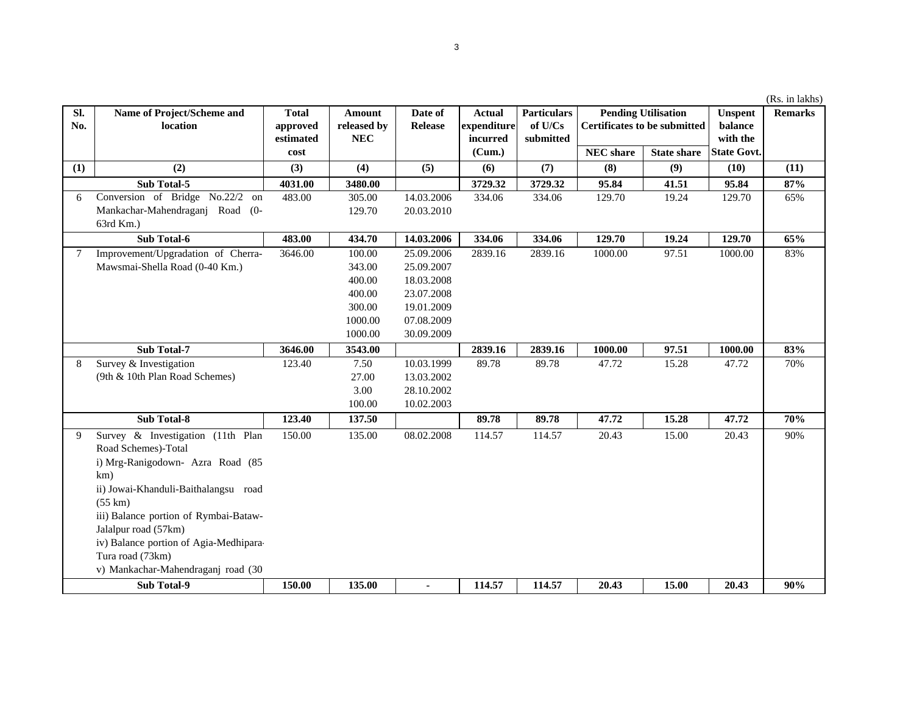(Rs. in lakhs)

| Sl. No. | Name of Project/Scheme and location | Total approved estimated cost | Amount released by NEC | Date of Release | Actual expenditure incurred (Cum.) | Particulars of U/Cs submitted | Pending Utilisation Certificates to be submitted | | Unspent balance with the State Govt. | Remarks |
|---|---|---|---|---|---|---|---|---|---|---|
| | | | | | | | NEC share | State share | | |
| (1) | (2) | (3) | (4) | (5) | (6) | (7) | (8) | (9) | (10) | (11) |
| | **Sub Total-5** | **4031.00** | **3480.00** | | **3729.32** | **3729.32** | **95.84** | **41.51** | **95.84** | **87%** |
| 6 | Conversion of Bridge No.22/2 on Mankachar-Mahendraganj Road (0-63rd Km.) | 483.00 | 305.00<br>129.70 | 14.03.2006<br>20.03.2010 | 334.06 | 334.06 | 129.70 | 19.24 | 129.70 | 65% |
| | **Sub Total-6** | **483.00** | **434.70** | **14.03.2006** | **334.06** | **334.06** | **129.70** | **19.24** | **129.70** | **65%** |
| 7 | Improvement/Upgradation of Cherra-Mawsmai-Shella Road (0-40 Km.) | 3646.00 | 100.00<br>343.00<br>400.00<br>400.00<br>300.00<br>1000.00<br>1000.00 | 25.09.2006<br>25.09.2007<br>18.03.2008<br>23.07.2008<br>19.01.2009<br>07.08.2009<br>30.09.2009 | 2839.16 | 2839.16 | 1000.00 | 97.51 | 1000.00 | 83% |
| | **Sub Total-7** | **3646.00** | **3543.00** | | **2839.16** | **2839.16** | **1000.00** | **97.51** | **1000.00** | **83%** |
| 8 | Survey & Investigation (9th & 10th Plan Road Schemes) | 123.40 | 7.50<br>27.00<br>3.00<br>100.00 | 10.03.1999<br>13.03.2002<br>28.10.2002<br>10.02.2003 | 89.78 | 89.78 | 47.72 | 15.28 | 47.72 | 70% |
| | **Sub Total-8** | **123.40** | **137.50** | | **89.78** | **89.78** | **47.72** | **15.28** | **47.72** | **70%** |
| 9 | Survey & Investigation (11th Plan Road Schemes)-Total<br>i) Mrg-Ranigodown- Azra Road (85 km)<br>ii) Jowai-Khanduli-Baithalangsu road (55 km)<br>iii) Balance portion of Rymbai-Bataw-Jalalpur road (57km)<br>iv) Balance portion of Agia-Medhipara-Tura road (73km)<br>v) Mankachar-Mahendraganj road (30 | 150.00 | 135.00 | 08.02.2008 | 114.57 | 114.57 | 20.43 | 15.00 | 20.43 | 90% |
| | **Sub Total-9** | **150.00** | **135.00** | **-** | **114.57** | **114.57** | **20.43** | **15.00** | **20.43** | **90%** |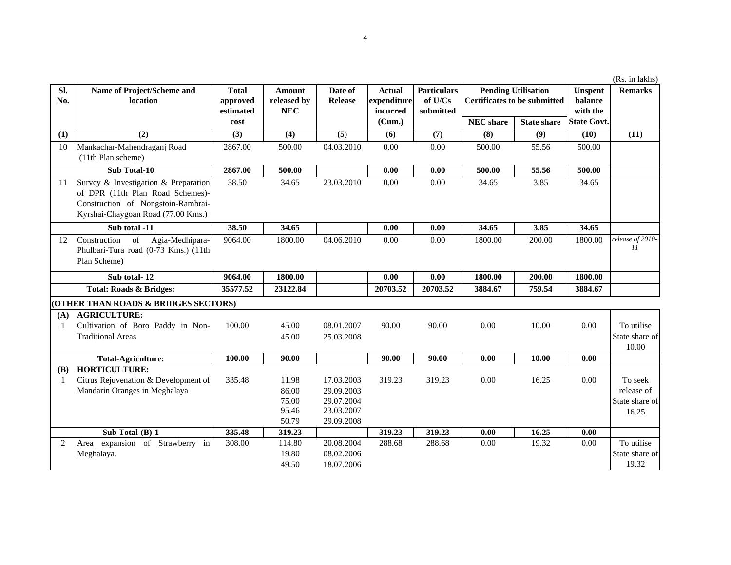(Rs. in lakhs)

| Sl. No. | Name of Project/Scheme and location | Total approved estimated cost | Amount released by NEC | Date of Release | Actual expenditure incurred (Cum.) | Particulars of U/Cs submitted | Pending Utilisation Certificates to be submitted | | Unspent balance with the State Govt. | Remarks |
|---|---|---|---|---|---|---|---|---|---|---|
| | | | | | | | NEC share | State share | | |
| (1) | (2) | (3) | (4) | (5) | (6) | (7) | (8) | (9) | (10) | (11) |
| 10 | Mankachar-Mahendraganj Road (11th Plan scheme) | 2867.00 | 500.00 | 04.03.2010 | 0.00 | 0.00 | 500.00 | 55.56 | 500.00 | |
| | **Sub Total-10** | **2867.00** | **500.00** | | **0.00** | **0.00** | **500.00** | **55.56** | **500.00** | |
| 11 | Survey & Investigation & Preparation of DPR (11th Plan Road Schemes)- Construction of Nongstoin-Rambrai-Kyrshai-Chaygoan Road (77.00 Kms.) | 38.50 | 34.65 | 23.03.2010 | 0.00 | 0.00 | 34.65 | 3.85 | 34.65 | |
| | **Sub total -11** | **38.50** | **34.65** | | **0.00** | **0.00** | **34.65** | **3.85** | **34.65** | |
| 12 | Construction of Agia-Medhipara-Phulbari-Tura road (0-73 Kms.) (11th Plan Scheme) | 9064.00 | 1800.00 | 04.06.2010 | 0.00 | 0.00 | 1800.00 | 200.00 | 1800.00 | *release of 2010-11* |
| | **Sub total- 12** | **9064.00** | **1800.00** | | **0.00** | **0.00** | **1800.00** | **200.00** | **1800.00** | |
| | **Total: Roads & Bridges:** | **35577.52** | **23122.84** | | **20703.52** | **20703.52** | **3884.67** | **759.54** | **3884.67** | |
| | **(OTHER THAN ROADS & BRIDGES SECTORS)** | | | | | | | | | |
| **(A)** | **AGRICULTURE:** | | | | | | | | | |
| 1 | Cultivation of Boro Paddy in Non-Traditional Areas | 100.00 | 45.00<br>45.00 | 08.01.2007<br>25.03.2008 | 90.00 | 90.00 | 0.00 | 10.00 | 0.00 | To utilise State share of 10.00 |
| | **Total-Agriculture:** | **100.00** | **90.00** | | **90.00** | **90.00** | **0.00** | **10.00** | **0.00** | |
| **(B)** | **HORTICULTURE:** | | | | | | | | | |
| 1 | Citrus Rejuvenation & Development of Mandarin Oranges in Meghalaya | 335.48 | 11.98<br>86.00<br>75.00<br>95.46<br>50.79 | 17.03.2003<br>29.09.2003<br>29.07.2004<br>23.03.2007<br>29.09.2008 | 319.23 | 319.23 | 0.00 | 16.25 | 0.00 | To seek release of State share of 16.25 |
| | **Sub Total-(B)-1** | **335.48** | **319.23** | | **319.23** | **319.23** | **0.00** | **16.25** | **0.00** | |
| 2 | Area expansion of Strawberry in Meghalaya. | 308.00 | 114.80<br>19.80<br>49.50 | 20.08.2004<br>08.02.2006<br>18.07.2006 | 288.68 | 288.68 | 0.00 | 19.32 | 0.00 | To utilise State share of 19.32 |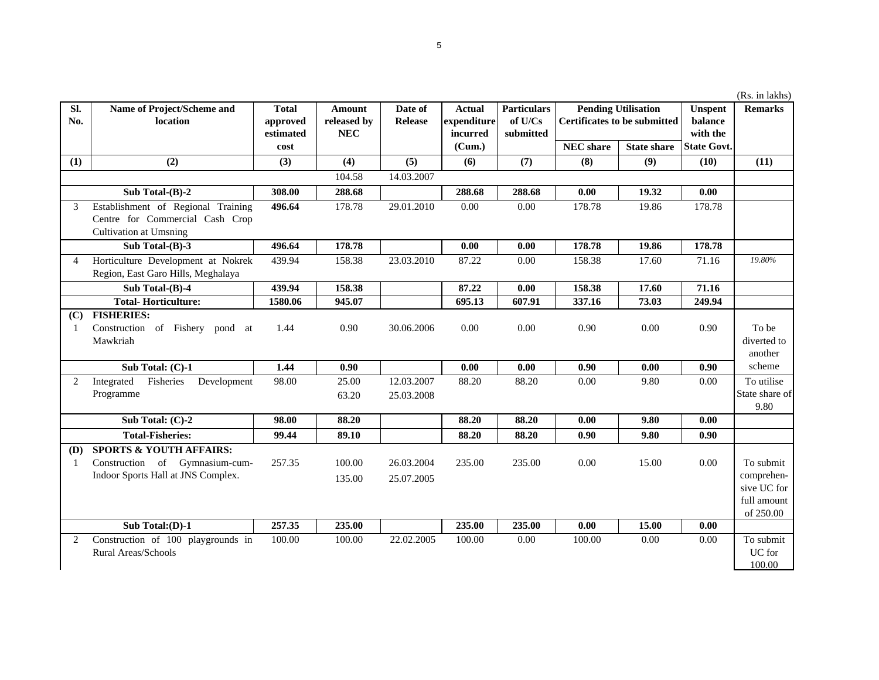(Rs. in lakhs)

| Sl. No. | Name of Project/Scheme and location | Total approved estimated cost | Amount released by NEC | Date of Release | Actual expenditure incurred (Cum.) | Particulars of U/Cs submitted | Pending Utilisation Certificates to be submitted | | Unspent balance with the State Govt. | Remarks |
|---|---|---|---|---|---|---|---|---|---|---|
| | | | | | | | NEC share | State share | | |
| (1) | (2) | (3) | (4) | (5) | (6) | (7) | (8) | (9) | (10) | (11) |
| | | | 104.58 | 14.03.2007 | | | | | | |
| | **Sub Total-(B)-2** | **308.00** | **288.68** | | **288.68** | **288.68** | **0.00** | **19.32** | **0.00** | |
| 3 | Establishment of Regional Training Centre for Commercial Cash Crop Cultivation at Umsning | **496.64** | 178.78 | 29.01.2010 | 0.00 | 0.00 | 178.78 | 19.86 | 178.78 | |
| | **Sub Total-(B)-3** | **496.64** | **178.78** | | **0.00** | **0.00** | **178.78** | **19.86** | **178.78** | |
| 4 | Horticulture Development at Nokrek Region, East Garo Hills, Meghalaya | 439.94 | 158.38 | 23.03.2010 | 87.22 | 0.00 | 158.38 | 17.60 | 71.16 | *19.80%* |
| | **Sub Total-(B)-4** | **439.94** | **158.38** | | **87.22** | **0.00** | **158.38** | **17.60** | **71.16** | |
| | **Total- Horticulture:** | **1580.06** | **945.07** | | **695.13** | **607.91** | **337.16** | **73.03** | **249.94** | |
| **(C)** | **FISHERIES:** | | | | | | | | | |
| 1 | Construction of Fishery pond at Mawkriah | 1.44 | 0.90 | 30.06.2006 | 0.00 | 0.00 | 0.90 | 0.00 | 0.90 | To be diverted to another scheme |
| | **Sub Total: (C)-1** | **1.44** | **0.90** | | **0.00** | **0.00** | **0.90** | **0.00** | **0.90** | |
| 2 | Integrated Fisheries Development Programme | 98.00 | 25.00 | 12.03.2007 | 88.20 | 88.20 | 0.00 | 9.80 | 0.00 | To utilise State share of 9.80 |
| | | | 63.20 | 25.03.2008 | | | | | | |
| | **Sub Total: (C)-2** | **98.00** | **88.20** | | **88.20** | **88.20** | **0.00** | **9.80** | **0.00** | |
| | **Total-Fisheries:** | **99.44** | **89.10** | | **88.20** | **88.20** | **0.90** | **9.80** | **0.90** | |
| **(D)** | **SPORTS & YOUTH AFFAIRS:** | | | | | | | | | |
| 1 | Construction of Gymnasium-cum-Indoor Sports Hall at JNS Complex. | 257.35 | 100.00 | 26.03.2004 | 235.00 | 235.00 | 0.00 | 15.00 | 0.00 | To submit comprehen-sive UC for full amount of 250.00 |
| | | | 135.00 | 25.07.2005 | | | | | | |
| | **Sub Total:(D)-1** | **257.35** | **235.00** | | **235.00** | **235.00** | **0.00** | **15.00** | **0.00** | |
| 2 | Construction of 100 playgrounds in Rural Areas/Schools | 100.00 | 100.00 | 22.02.2005 | 100.00 | 0.00 | 100.00 | 0.00 | 0.00 | To submit UC for 100.00 |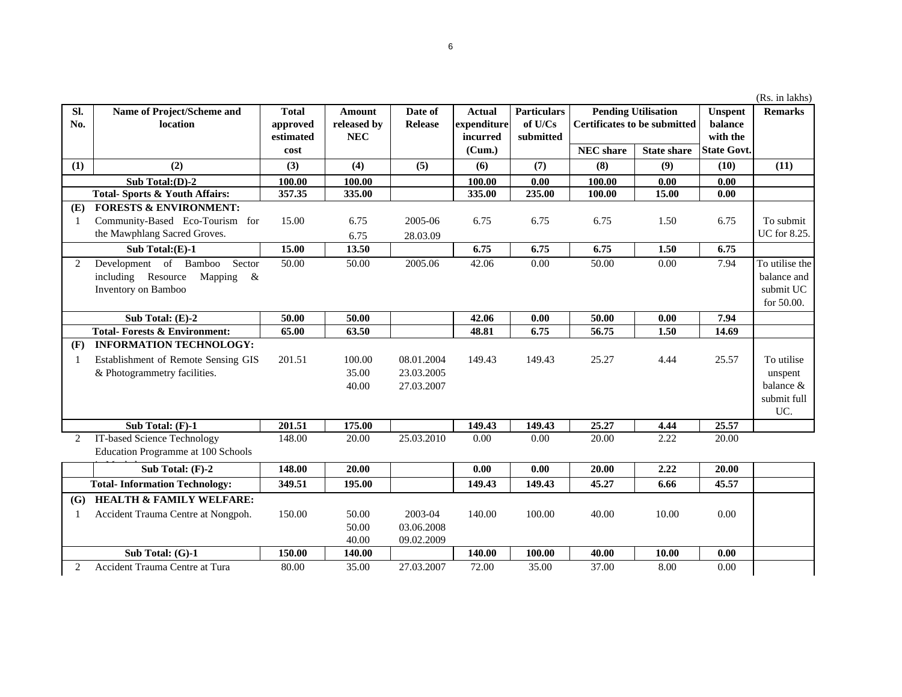(Rs. in lakhs)

| Sl. No. | Name of Project/Scheme and location | Total approved estimated cost | Amount released by NEC | Date of Release | Actual expenditure incurred (Cum.) | Particulars of U/Cs submitted | Pending Utilisation Certificates to be submitted | | Unspent balance with the State Govt. | Remarks |
|---|---|---|---|---|---|---|---|---|---|---|
| | | | | | | | NEC share | State share | | |
| (1) | (2) | (3) | (4) | (5) | (6) | (7) | (8) | (9) | (10) | (11) |
| | **Sub Total:(D)-2** | **100.00** | **100.00** | | **100.00** | **0.00** | **100.00** | **0.00** | **0.00** | |
| | **Total- Sports & Youth Affairs:** | **357.35** | **335.00** | | **335.00** | **235.00** | **100.00** | **15.00** | **0.00** | |
| **(E)** | **FORESTS & ENVIRONMENT:** | | | | | | | | | |
| 1 | Community-Based Eco-Tourism for the Mawphlang Sacred Groves. | 15.00 | 6.75<br>6.75 | 2005-06<br>28.03.09 | 6.75 | 6.75 | 6.75 | 1.50 | 6.75 | To submit UC for 8.25. |
| | **Sub Total:(E)-1** | **15.00** | **13.50** | | **6.75** | **6.75** | **6.75** | **1.50** | **6.75** | |
| 2 | Development of Bamboo Sector including Resource Mapping & Inventory on Bamboo | 50.00 | 50.00 | 2005.06 | 42.06 | 0.00 | 50.00 | 0.00 | 7.94 | To utilise the balance and submit UC for 50.00. |
| | **Sub Total: (E)-2** | **50.00** | **50.00** | | **42.06** | **0.00** | **50.00** | **0.00** | **7.94** | |
| | **Total- Forests & Environment:** | **65.00** | **63.50** | | **48.81** | **6.75** | **56.75** | **1.50** | **14.69** | |
| **(F)** | **INFORMATION TECHNOLOGY:** | | | | | | | | | |
| 1 | Establishment of Remote Sensing GIS & Photogrammetry facilities. | 201.51 | 100.00<br>35.00<br>40.00 | 08.01.2004<br>23.03.2005<br>27.03.2007 | 149.43 | 149.43 | 25.27 | 4.44 | 25.57 | To utilise unspent balance & submit full UC. |
| | **Sub Total: (F)-1** | **201.51** | **175.00** | | **149.43** | **149.43** | **25.27** | **4.44** | **25.57** | |
| 2 | IT-based Science Technology Education Programme at 100 Schools in Meghalaya | 148.00 | 20.00 | 25.03.2010 | 0.00 | 0.00 | 20.00 | 2.22 | 20.00 | |
| | **Sub Total: (F)-2** | **148.00** | **20.00** | | **0.00** | **0.00** | **20.00** | **2.22** | **20.00** | |
| | **Total- Information Technology:** | **349.51** | **195.00** | | **149.43** | **149.43** | **45.27** | **6.66** | **45.57** | |
| **(G)** | **HEALTH & FAMILY WELFARE:** | | | | | | | | | |
| 1 | Accident Trauma Centre at Nongpoh. | 150.00 | 50.00<br>50.00<br>40.00 | 2003-04<br>03.06.2008<br>09.02.2009 | 140.00 | 100.00 | 40.00 | 10.00 | 0.00 | |
| | **Sub Total: (G)-1** | **150.00** | **140.00** | | **140.00** | **100.00** | **40.00** | **10.00** | **0.00** | |
| 2 | Accident Trauma Centre at Tura | 80.00 | 35.00 | 27.03.2007 | 72.00 | 35.00 | 37.00 | 8.00 | 0.00 | |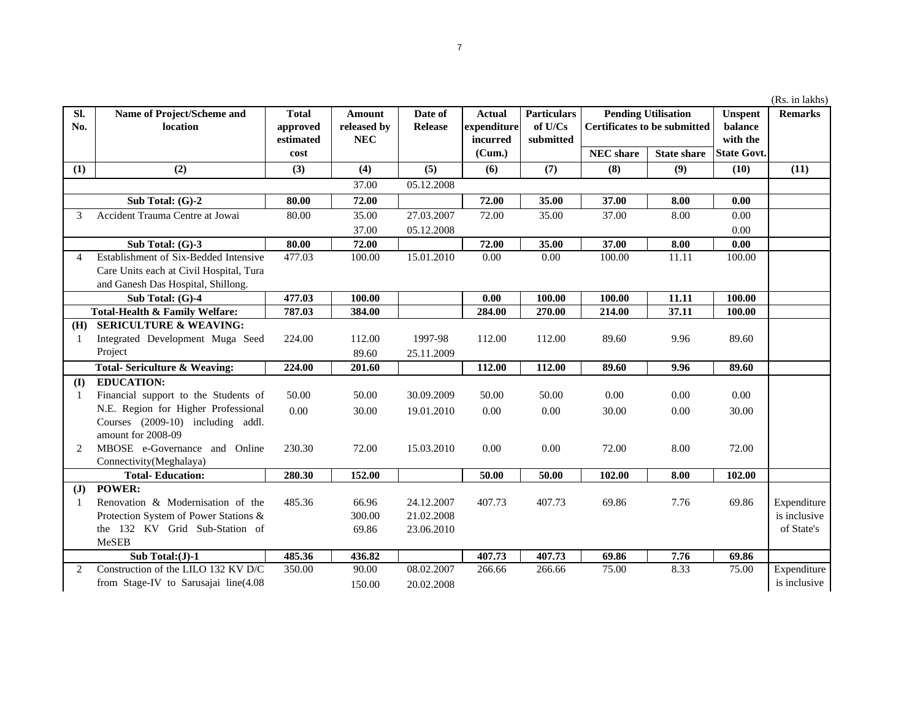(Rs. in lakhs)

| Sl. No. | Name of Project/Scheme and location | Total approved estimated cost | Amount released by NEC | Date of Release | Actual expenditure incurred (Cum.) | Particulars of U/Cs submitted | Pending Utilisation Certificates to be submitted | | Unspent balance with the State Govt. | Remarks |
|---|---|---|---|---|---|---|---|---|---|---|
| | | | | | | | NEC share | State share | | |
| (1) | (2) | (3) | (4) | (5) | (6) | (7) | (8) | (9) | (10) | (11) |
| | | | 37.00 | 05.12.2008 | | | | | | |
| | **Sub Total: (G)-2** | **80.00** | **72.00** | | **72.00** | **35.00** | **37.00** | **8.00** | **0.00** | |
| 3 | Accident Trauma Centre at Jowai | 80.00 | 35.00 | 27.03.2007 | 72.00 | 35.00 | 37.00 | 8.00 | 0.00 | |
| | | | 37.00 | 05.12.2008 | | | | | 0.00 | |
| | **Sub Total: (G)-3** | **80.00** | **72.00** | | **72.00** | **35.00** | **37.00** | **8.00** | **0.00** | |
| 4 | Establishment of Six-Bedded Intensive Care Units each at Civil Hospital, Tura and Ganesh Das Hospital, Shillong. | 477.03 | 100.00 | 15.01.2010 | 0.00 | 0.00 | 100.00 | 11.11 | 100.00 | |
| | **Sub Total: (G)-4** | **477.03** | **100.00** | | **0.00** | **100.00** | **100.00** | **11.11** | **100.00** | |
| | **Total-Health & Family Welfare:** | **787.03** | **384.00** | | **284.00** | **270.00** | **214.00** | **37.11** | **100.00** | |
| **(H)** | **SERICULTURE & WEAVING:** | | | | | | | | | |
| 1 | Integrated Development Muga Seed Project | 224.00 | 112.00 | 1997-98 | 112.00 | 112.00 | 89.60 | 9.96 | 89.60 | |
| | | | 89.60 | 25.11.2009 | | | | | | |
| | **Total- Sericulture & Weaving:** | **224.00** | **201.60** | | **112.00** | **112.00** | **89.60** | **9.96** | **89.60** | |
| **(I)** | **EDUCATION:** | | | | | | | | | |
| 1 | Financial support to the Students of N.E. Region for Higher Professional Courses (2009-10) including addl. amount for 2008-09 | 50.00 | 50.00 | 30.09.2009 | 50.00 | 50.00 | 0.00 | 0.00 | 0.00 | |
| | | 0.00 | 30.00 | 19.01.2010 | 0.00 | 0.00 | 30.00 | 0.00 | 30.00 | |
| 2 | MBOSE e-Governance and Online Connectivity(Meghalaya) | 230.30 | 72.00 | 15.03.2010 | 0.00 | 0.00 | 72.00 | 8.00 | 72.00 | |
| | **Total- Education:** | **280.30** | **152.00** | | **50.00** | **50.00** | **102.00** | **8.00** | **102.00** | |
| **(J)** | **POWER:** | | | | | | | | | |
| 1 | Renovation & Modernisation of the Protection System of Power Stations & the 132 KV Grid Sub-Station of MeSEB | 485.36 | 66.96 | 24.12.2007 | 407.73 | 407.73 | 69.86 | 7.76 | 69.86 | Expenditure is inclusive of State's |
| | | | 300.00 | 21.02.2008 | | | | | | |
| | | | 69.86 | 23.06.2010 | | | | | | |
| | **Sub Total:(J)-1** | **485.36** | **436.82** | | **407.73** | **407.73** | **69.86** | **7.76** | **69.86** | |
| 2 | Construction of the LILO 132 KV D/C from Stage-IV to Sarusajai line(4.08 | 350.00 | 90.00 | 08.02.2007 | 266.66 | 266.66 | 75.00 | 8.33 | 75.00 | Expenditure is inclusive |
| | | | 150.00 | 20.02.2008 | | | | | | |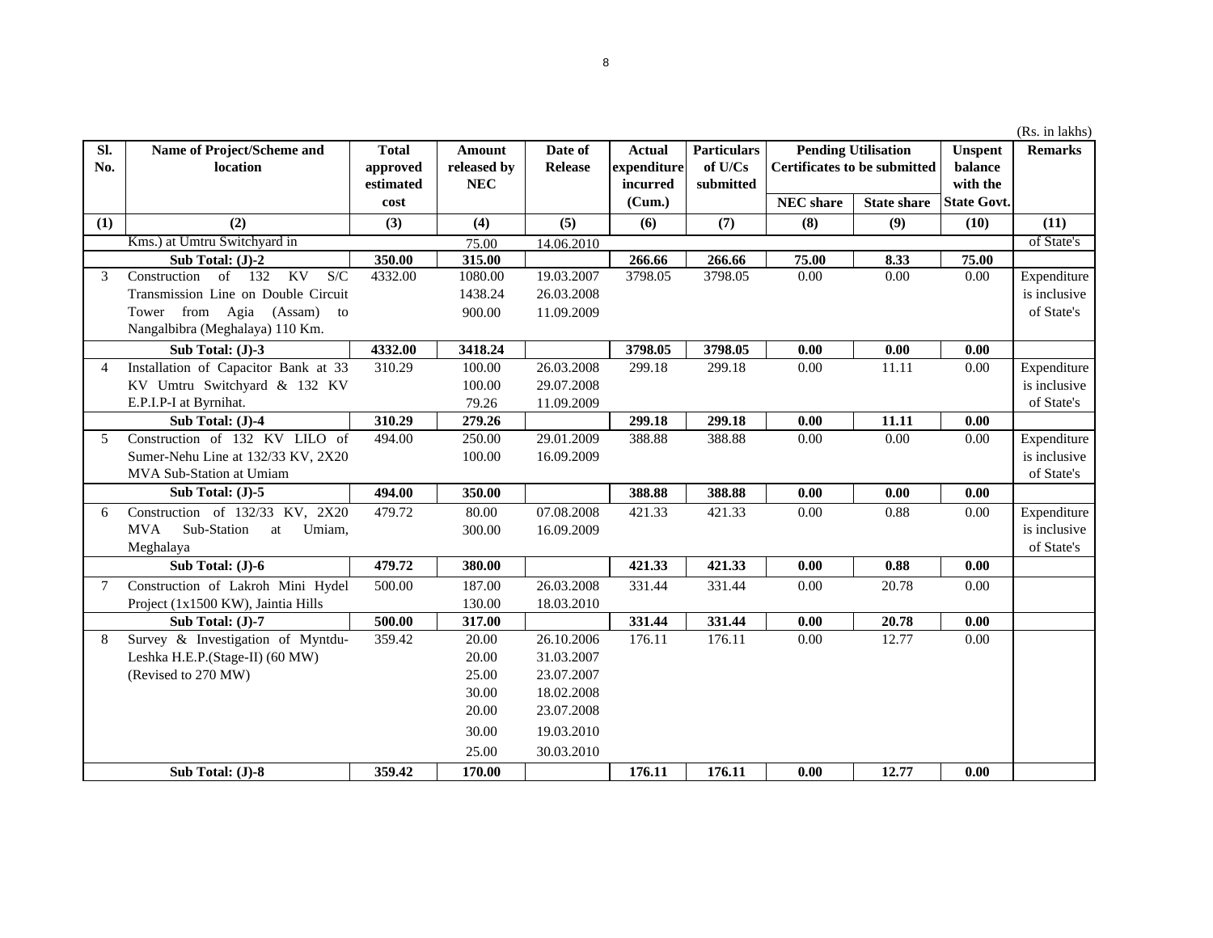(Rs. in lakhs)

| Sl. No. | Name of Project/Scheme and location | Total approved estimated cost | Amount released by NEC | Date of Release | Actual expenditure incurred (Cum.) | Particulars of U/Cs submitted | Pending Utilisation Certificates to be submitted | | Unspent balance with the State Govt. | Remarks |
|---|---|---|---|---|---|---|---|---|---|---|
| | | | | | | | NEC share | State share | | |
| (1) | (2) | (3) | (4) | (5) | (6) | (7) | (8) | (9) | (10) | (11) |
| | Kms.) at Umtru Switchyard in | | 75.00 | 14.06.2010 | | | | | | of State's |
| | **Sub Total: (J)-2** | **350.00** | **315.00** | | **266.66** | **266.66** | **75.00** | **8.33** | **75.00** | |
| 3 | Construction of 132 KV S/C Transmission Line on Double Circuit Tower from Agia (Assam) to Nangalbibra (Meghalaya) 110 Km. | 4332.00 | 1080.00<br>1438.24<br>900.00 | 19.03.2007<br>26.03.2008<br>11.09.2009 | 3798.05 | 3798.05 | 0.00 | 0.00 | 0.00 | Expenditure is inclusive of State's |
| | **Sub Total: (J)-3** | **4332.00** | **3418.24** | | **3798.05** | **3798.05** | **0.00** | **0.00** | **0.00** | |
| 4 | Installation of Capacitor Bank at 33 KV Umtru Switchyard & 132 KV E.P.I.P-I at Byrnihat. | 310.29 | 100.00<br>100.00<br>79.26 | 26.03.2008<br>29.07.2008<br>11.09.2009 | 299.18 | 299.18 | 0.00 | 11.11 | 0.00 | Expenditure is inclusive of State's |
| | **Sub Total: (J)-4** | **310.29** | **279.26** | | **299.18** | **299.18** | **0.00** | **11.11** | **0.00** | |
| 5 | Construction of 132 KV LILO of Sumer-Nehu Line at 132/33 KV, 2X20 MVA Sub-Station at Umiam | 494.00 | 250.00<br>100.00 | 29.01.2009<br>16.09.2009 | 388.88 | 388.88 | 0.00 | 0.00 | 0.00 | Expenditure is inclusive of State's |
| | **Sub Total: (J)-5** | **494.00** | **350.00** | | **388.88** | **388.88** | **0.00** | **0.00** | **0.00** | |
| 6 | Construction of 132/33 KV, 2X20 MVA Sub-Station at Umiam, Meghalaya | 479.72 | 80.00<br>300.00 | 07.08.2008<br>16.09.2009 | 421.33 | 421.33 | 0.00 | 0.88 | 0.00 | Expenditure is inclusive of State's |
| | **Sub Total: (J)-6** | **479.72** | **380.00** | | **421.33** | **421.33** | **0.00** | **0.88** | **0.00** | |
| 7 | Construction of Lakroh Mini Hydel Project (1x1500 KW), Jaintia Hills | 500.00 | 187.00<br>130.00 | 26.03.2008<br>18.03.2010 | 331.44 | 331.44 | 0.00 | 20.78 | 0.00 | |
| | **Sub Total: (J)-7** | **500.00** | **317.00** | | **331.44** | **331.44** | **0.00** | **20.78** | **0.00** | |
| 8 | Survey & Investigation of Myntdu-Leshka H.E.P.(Stage-II) (60 MW) (Revised to 270 MW) | 359.42 | 20.00<br>20.00<br>25.00<br>30.00<br>20.00<br>30.00<br>25.00 | 26.10.2006<br>31.03.2007<br>23.07.2007<br>18.02.2008<br>23.07.2008<br>19.03.2010<br>30.03.2010 | 176.11 | 176.11 | 0.00 | 12.77 | 0.00 | |
| | **Sub Total: (J)-8** | **359.42** | **170.00** | | **176.11** | **176.11** | **0.00** | **12.77** | **0.00** | |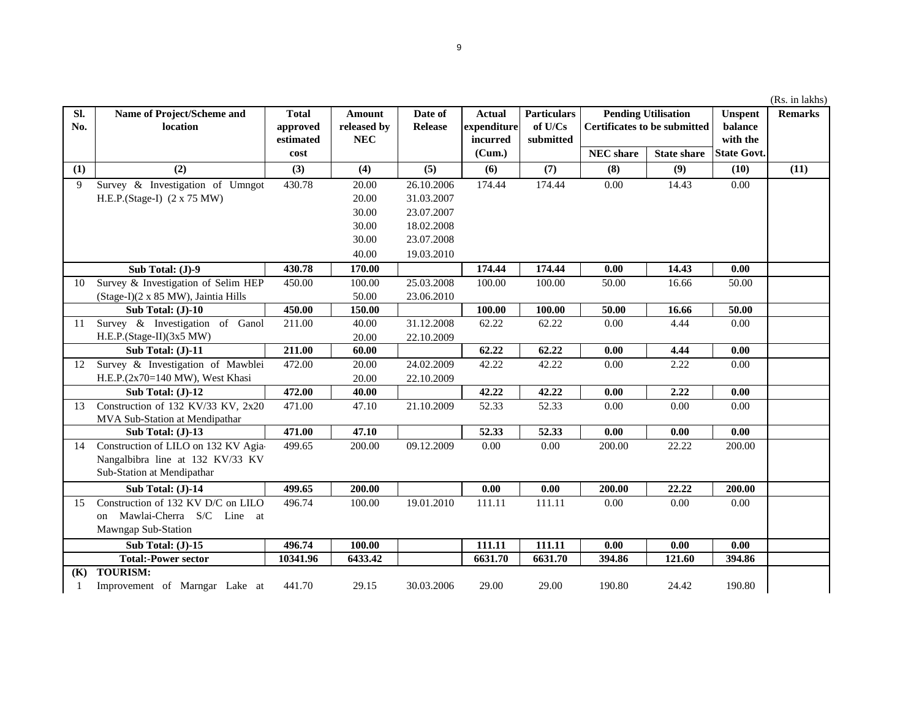(Rs. in lakhs)

| Sl. No. | Name of Project/Scheme and location | Total approved estimated cost | Amount released by NEC | Date of Release | Actual expenditure incurred (Cum.) | Particulars of U/Cs submitted | Pending Utilisation Certificates to be submitted | | Unspent balance with the State Govt. | Remarks |
|---|---|---|---|---|---|---|---|---|---|---|
| | | | | | | | NEC share | State share | | |
| (1) | (2) | (3) | (4) | (5) | (6) | (7) | (8) | (9) | (10) | (11) |
| 9 | Survey & Investigation of Umngot H.E.P.(Stage-I) (2 x 75 MW) | 430.78 | 20.00 | 26.10.2006 | 174.44 | 174.44 | 0.00 | 14.43 | 0.00 | |
| | | | 20.00 | 31.03.2007 | | | | | | |
| | | | 30.00 | 23.07.2007 | | | | | | |
| | | | 30.00 | 18.02.2008 | | | | | | |
| | | | 30.00 | 23.07.2008 | | | | | | |
| | | | 40.00 | 19.03.2010 | | | | | | |
| | **Sub Total: (J)-9** | **430.78** | **170.00** | | **174.44** | **174.44** | **0.00** | **14.43** | **0.00** | |
| 10 | Survey & Investigation of Selim HEP (Stage-I)(2 x 85 MW), Jaintia Hills | 450.00 | 100.00 | 25.03.2008 | 100.00 | 100.00 | 50.00 | 16.66 | 50.00 | |
| | | | 50.00 | 23.06.2010 | | | | | | |
| | **Sub Total: (J)-10** | **450.00** | **150.00** | | **100.00** | **100.00** | **50.00** | **16.66** | **50.00** | |
| 11 | Survey & Investigation of Ganol H.E.P.(Stage-II)(3x5 MW) | 211.00 | 40.00 | 31.12.2008 | 62.22 | 62.22 | 0.00 | 4.44 | 0.00 | |
| | | | 20.00 | 22.10.2009 | | | | | | |
| | **Sub Total: (J)-11** | **211.00** | **60.00** | | **62.22** | **62.22** | **0.00** | **4.44** | **0.00** | |
| 12 | Survey & Investigation of Mawblei H.E.P.(2x70=140 MW), West Khasi | 472.00 | 20.00 | 24.02.2009 | 42.22 | 42.22 | 0.00 | 2.22 | 0.00 | |
| | | | 20.00 | 22.10.2009 | | | | | | |
| | **Sub Total: (J)-12** | **472.00** | **40.00** | | **42.22** | **42.22** | **0.00** | **2.22** | **0.00** | |
| 13 | Construction of 132 KV/33 KV, 2x20 MVA Sub-Station at Mendipathar | 471.00 | 47.10 | 21.10.2009 | 52.33 | 52.33 | 0.00 | 0.00 | 0.00 | |
| | **Sub Total: (J)-13** | **471.00** | **47.10** | | **52.33** | **52.33** | **0.00** | **0.00** | **0.00** | |
| 14 | Construction of LILO on 132 KV Agia-Nangalbibra line at 132 KV/33 KV Sub-Station at Mendipathar | 499.65 | 200.00 | 09.12.2009 | 0.00 | 0.00 | 200.00 | 22.22 | 200.00 | |
| | **Sub Total: (J)-14** | **499.65** | **200.00** | | **0.00** | **0.00** | **200.00** | **22.22** | **200.00** | |
| 15 | Construction of 132 KV D/C on LILO on Mawlai-Cherra S/C Line at Mawngap Sub-Station | 496.74 | 100.00 | 19.01.2010 | 111.11 | 111.11 | 0.00 | 0.00 | 0.00 | |
| | **Sub Total: (J)-15** | **496.74** | **100.00** | | **111.11** | **111.11** | **0.00** | **0.00** | **0.00** | |
| | **Total:-Power sector** | **10341.96** | **6433.42** | | **6631.70** | **6631.70** | **394.86** | **121.60** | **394.86** | |
| **(K)** | **TOURISM:** | | | | | | | | | |
| 1 | Improvement of Marngar Lake at | 441.70 | 29.15 | 30.03.2006 | 29.00 | 29.00 | 190.80 | 24.42 | 190.80 | |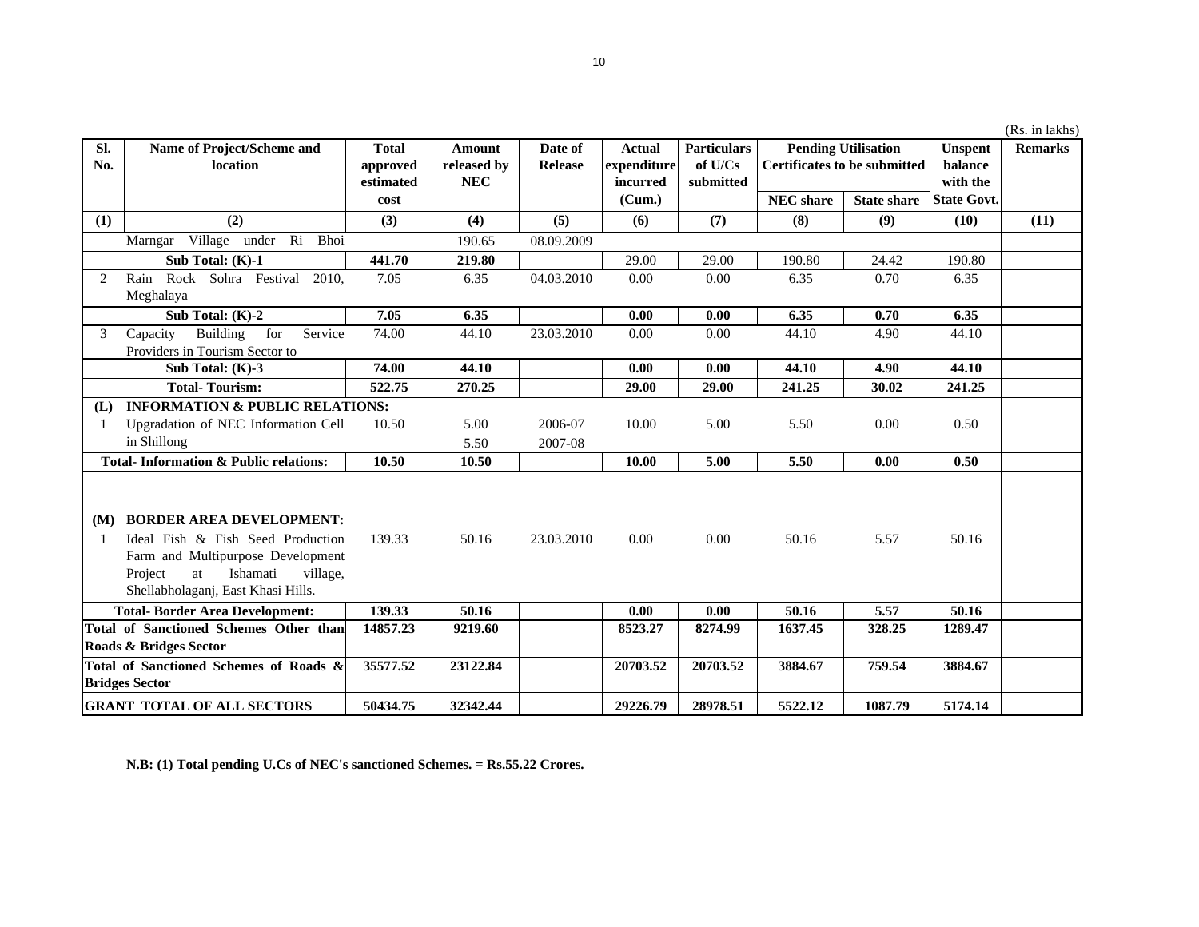(Rs. in lakhs)

| Sl. No. | Name of Project/Scheme and location | Total approved estimated cost | Amount released by NEC | Date of Release | Actual expenditure incurred (Cum.) | Particulars of U/Cs submitted | Pending Utilisation Certificates to be submitted | | Unspent balance with the State Govt. | Remarks |
|---|---|---|---|---|---|---|---|---|---|---|
| | | | | | | | NEC share | State share | | |
| (1) | (2) | (3) | (4) | (5) | (6) | (7) | (8) | (9) | (10) | (11) |
| | Marngar Village under Ri Bhoi | | 190.65 | 08.09.2009 | | | | | | |
| | **Sub Total: (K)-1** | **441.70** | **219.80** | | 29.00 | 29.00 | 190.80 | 24.42 | 190.80 | |
| 2 | Rain Rock Sohra Festival 2010, Meghalaya | 7.05 | 6.35 | 04.03.2010 | 0.00 | 0.00 | 6.35 | 0.70 | 6.35 | |
| | **Sub Total: (K)-2** | **7.05** | **6.35** | | **0.00** | **0.00** | **6.35** | **0.70** | **6.35** | |
| 3 | Capacity Building for Service Providers in Tourism Sector to | 74.00 | 44.10 | 23.03.2010 | 0.00 | 0.00 | 44.10 | 4.90 | 44.10 | |
| | **Sub Total: (K)-3** | **74.00** | **44.10** | | **0.00** | **0.00** | **44.10** | **4.90** | **44.10** | |
| | **Total- Tourism:** | **522.75** | **270.25** | | **29.00** | **29.00** | **241.25** | **30.02** | **241.25** | |
| **(L)** | **INFORMATION & PUBLIC RELATIONS:** | | | | | | | | | |
| 1 | Upgradation of NEC Information Cell in Shillong | 10.50 | 5.00<br>5.50 | 2006-07<br>2007-08 | 10.00 | 5.00 | 5.50 | 0.00 | 0.50 | |
| | **Total- Information & Public relations:** | **10.50** | **10.50** | | **10.00** | **5.00** | **5.50** | **0.00** | **0.50** | |
| **(M)** | **BORDER AREA DEVELOPMENT:** | | | | | | | | | |
| 1 | Ideal Fish & Fish Seed Production Farm and Multipurpose Development Project at Ishamati village, Shellabholaganj, East Khasi Hills. | 139.33 | 50.16 | 23.03.2010 | 0.00 | 0.00 | 50.16 | 5.57 | 50.16 | |
| | **Total- Border Area Development:** | **139.33** | **50.16** | | **0.00** | **0.00** | **50.16** | **5.57** | **50.16** | |
| | **Total of Sanctioned Schemes Other than Roads & Bridges Sector** | **14857.23** | **9219.60** | | **8523.27** | **8274.99** | **1637.45** | **328.25** | **1289.47** | |
| | **Total of Sanctioned Schemes of Roads & Bridges Sector** | **35577.52** | **23122.84** | | **20703.52** | **20703.52** | **3884.67** | **759.54** | **3884.67** | |
| | **GRANT TOTAL OF ALL SECTORS** | **50434.75** | **32342.44** | | **29226.79** | **28978.51** | **5522.12** | **1087.79** | **5174.14** | |

**N.B: (1) Total pending U.Cs of NEC's sanctioned Schemes. = Rs.55.22 Crores.**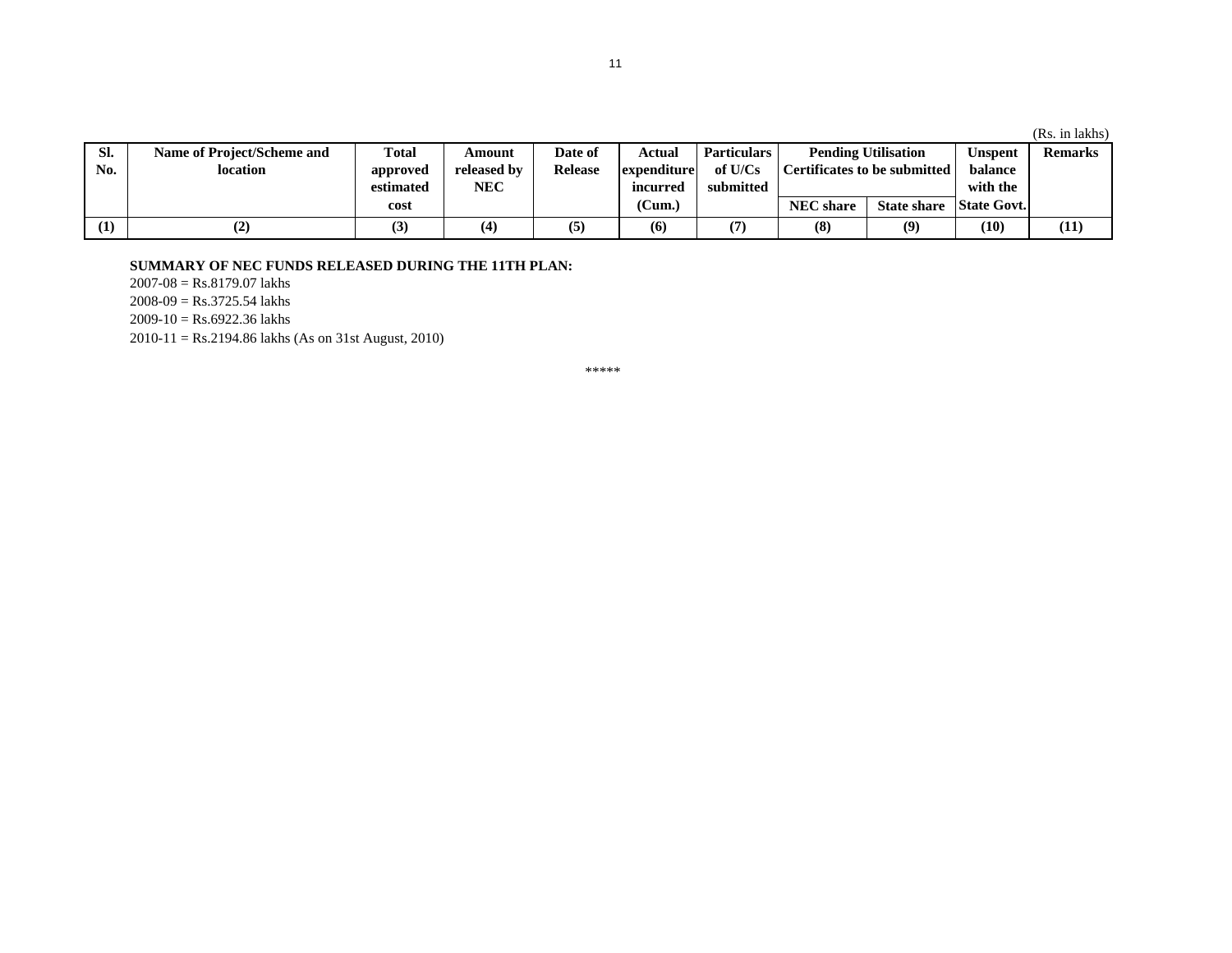(Rs. in lakhs)

| Sl. No. | Name of Project/Scheme and location | Total approved estimated cost | Amount released by NEC | Date of Release | Actual expenditure incurred (Cum.) | Particulars of U/Cs submitted | Pending Utilisation Certificates to be submitted | | Unspent balance with the State Govt. | Remarks |
|---|---|---|---|---|---|---|---|---|---|---|
| | | | | | | | NEC share | State share | | |
| (1) | (2) | (3) | (4) | (5) | (6) | (7) | (8) | (9) | (10) | (11) |

**SUMMARY OF NEC FUNDS RELEASED DURING THE 11TH PLAN:**

2007-08 = Rs.8179.07 lakhs

2008-09 = Rs.3725.54 lakhs

2009-10 = Rs.6922.36 lakhs

2010-11 = Rs.2194.86 lakhs (As on 31st August, 2010)

*****